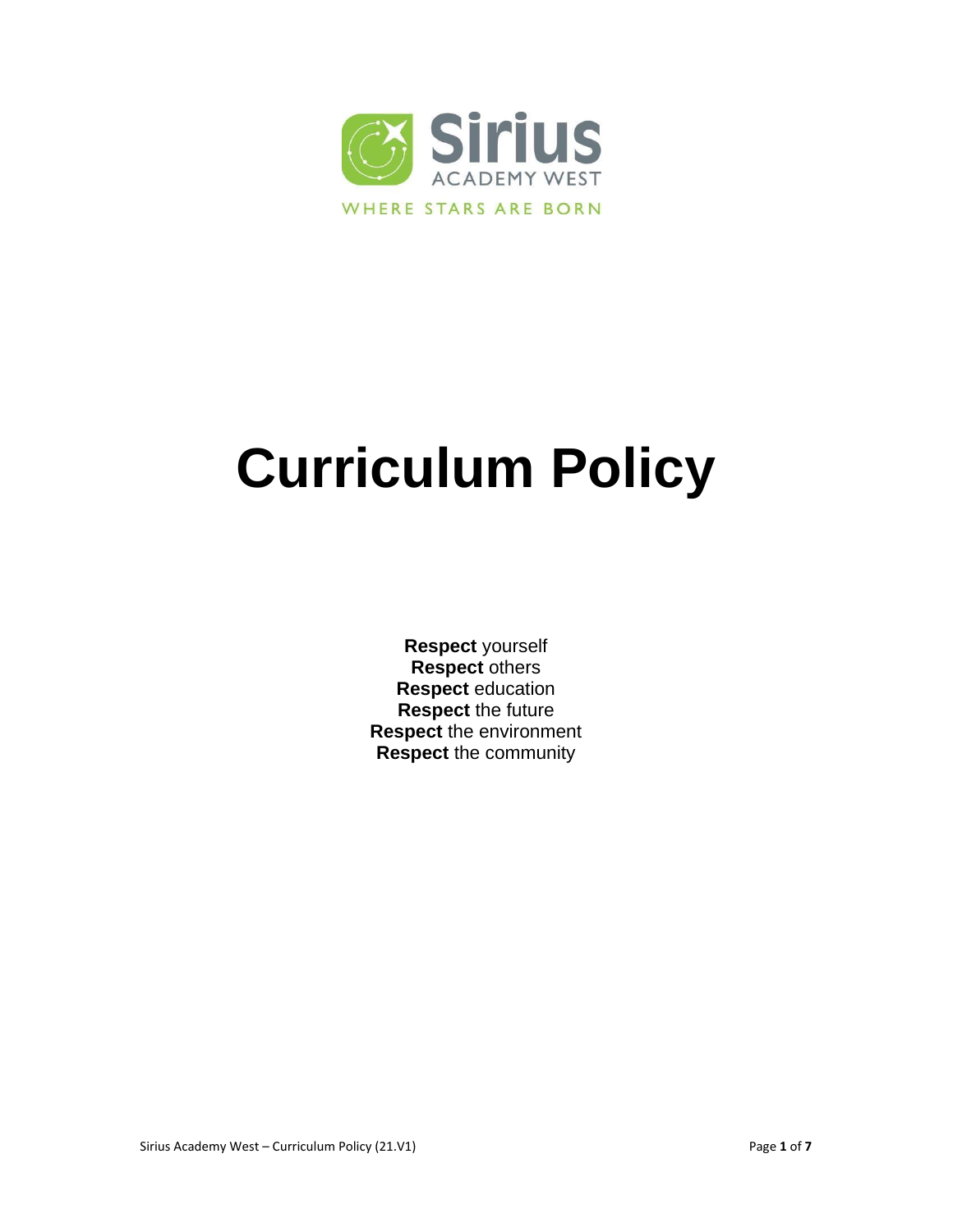Sirius

ACADEMY WEST

WHERE STARS ARE BORN

# Curriculum Policy

**Respect** yourself
**Respect** others
**Respect** education
**Respect** the future
**Respect** the environment
**Respect** the community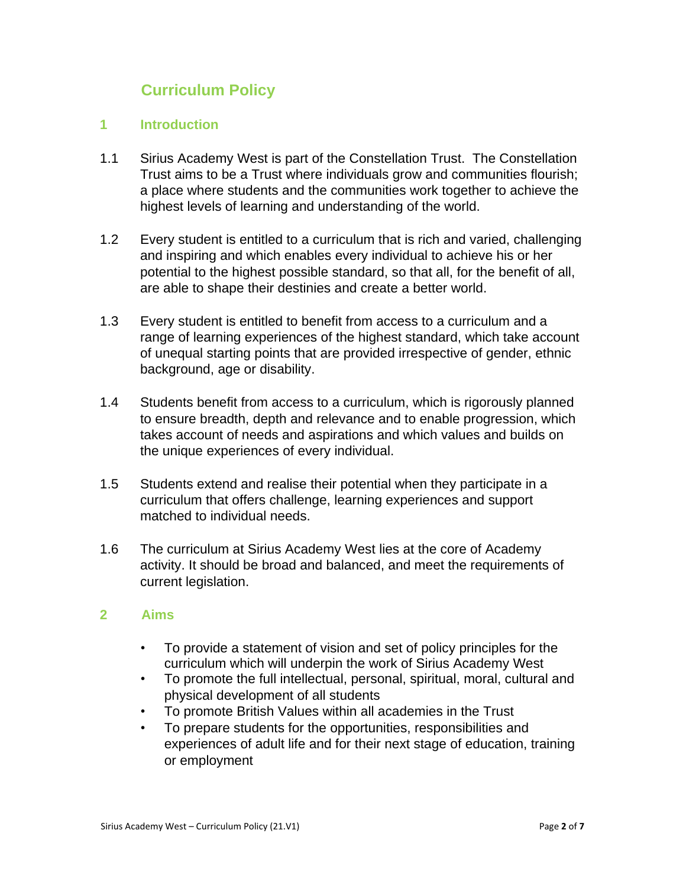# Curriculum Policy

## 1 Introduction

1.1 Sirius Academy West is part of the Constellation Trust. The Constellation Trust aims to be a Trust where individuals grow and communities flourish; a place where students and the communities work together to achieve the highest levels of learning and understanding of the world.

1.2 Every student is entitled to a curriculum that is rich and varied, challenging and inspiring and which enables every individual to achieve his or her potential to the highest possible standard, so that all, for the benefit of all, are able to shape their destinies and create a better world.

1.3 Every student is entitled to benefit from access to a curriculum and a range of learning experiences of the highest standard, which take account of unequal starting points that are provided irrespective of gender, ethnic background, age or disability.

1.4 Students benefit from access to a curriculum, which is rigorously planned to ensure breadth, depth and relevance and to enable progression, which takes account of needs and aspirations and which values and builds on the unique experiences of every individual.

1.5 Students extend and realise their potential when they participate in a curriculum that offers challenge, learning experiences and support matched to individual needs.

1.6 The curriculum at Sirius Academy West lies at the core of Academy activity. It should be broad and balanced, and meet the requirements of current legislation.

## 2 Aims

- To provide a statement of vision and set of policy principles for the curriculum which will underpin the work of Sirius Academy West
- To promote the full intellectual, personal, spiritual, moral, cultural and physical development of all students
- To promote British Values within all academies in the Trust
- To prepare students for the opportunities, responsibilities and experiences of adult life and for their next stage of education, training or employment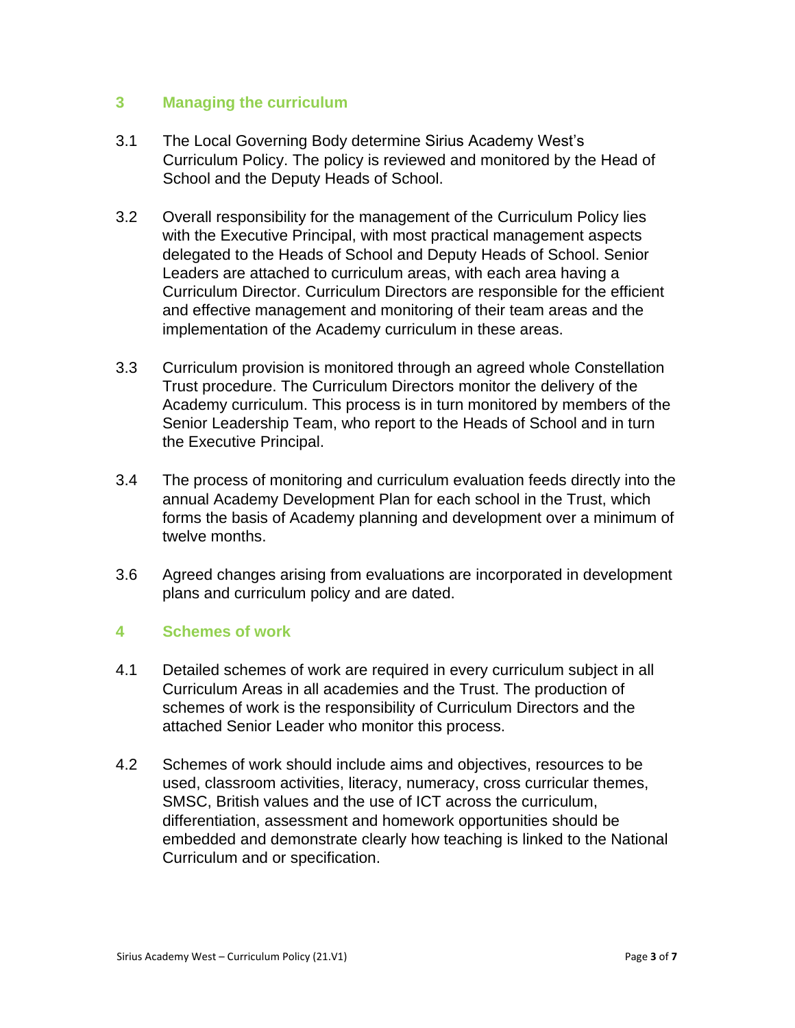## 3 Managing the curriculum

3.1 The Local Governing Body determine Sirius Academy West's Curriculum Policy. The policy is reviewed and monitored by the Head of School and the Deputy Heads of School.

3.2 Overall responsibility for the management of the Curriculum Policy lies with the Executive Principal, with most practical management aspects delegated to the Heads of School and Deputy Heads of School. Senior Leaders are attached to curriculum areas, with each area having a Curriculum Director. Curriculum Directors are responsible for the efficient and effective management and monitoring of their team areas and the implementation of the Academy curriculum in these areas.

3.3 Curriculum provision is monitored through an agreed whole Constellation Trust procedure. The Curriculum Directors monitor the delivery of the Academy curriculum. This process is in turn monitored by members of the Senior Leadership Team, who report to the Heads of School and in turn the Executive Principal.

3.4 The process of monitoring and curriculum evaluation feeds directly into the annual Academy Development Plan for each school in the Trust, which forms the basis of Academy planning and development over a minimum of twelve months.

3.6 Agreed changes arising from evaluations are incorporated in development plans and curriculum policy and are dated.

## 4 Schemes of work

4.1 Detailed schemes of work are required in every curriculum subject in all Curriculum Areas in all academies and the Trust. The production of schemes of work is the responsibility of Curriculum Directors and the attached Senior Leader who monitor this process.

4.2 Schemes of work should include aims and objectives, resources to be used, classroom activities, literacy, numeracy, cross curricular themes, SMSC, British values and the use of ICT across the curriculum, differentiation, assessment and homework opportunities should be embedded and demonstrate clearly how teaching is linked to the National Curriculum and or specification.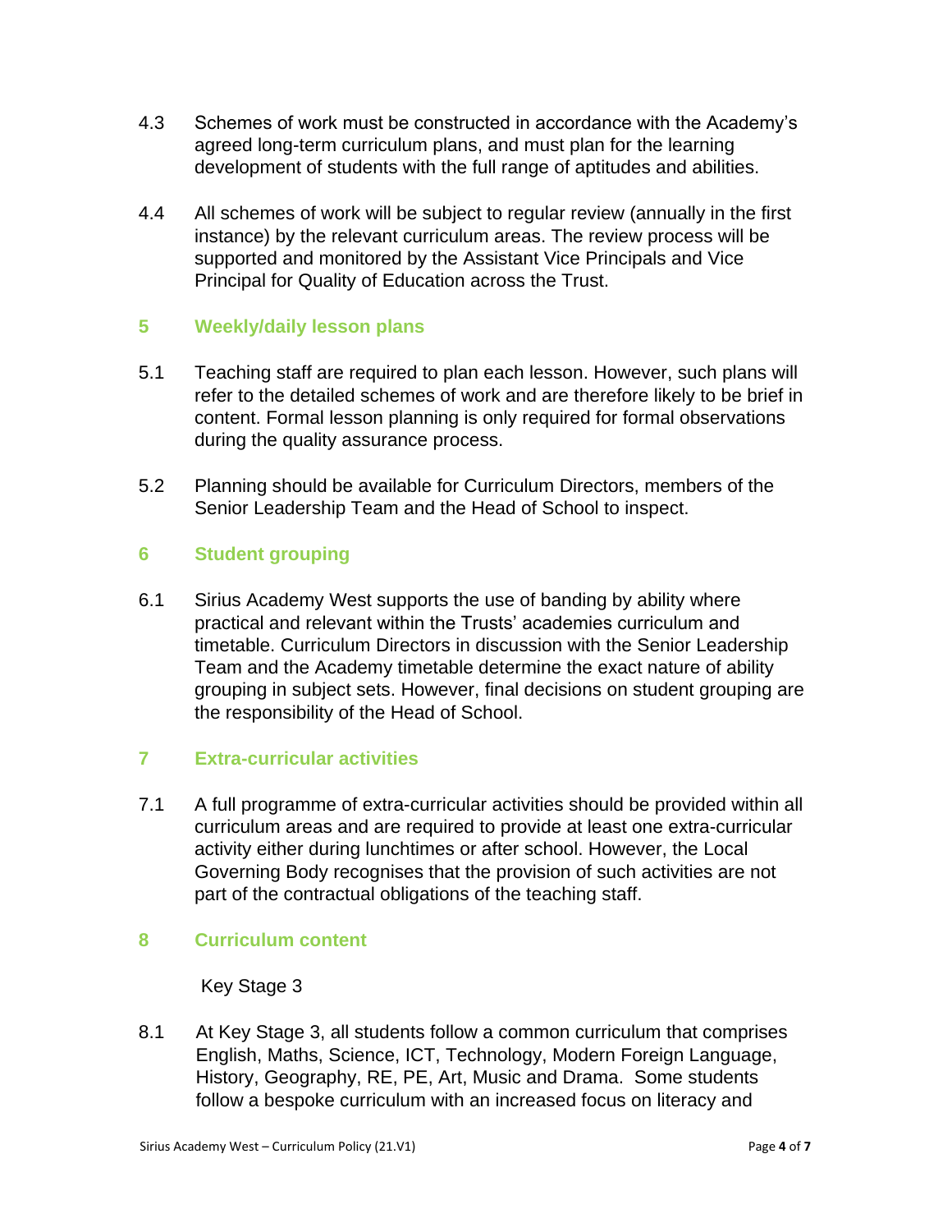4.3 Schemes of work must be constructed in accordance with the Academy's agreed long-term curriculum plans, and must plan for the learning development of students with the full range of aptitudes and abilities.

4.4 All schemes of work will be subject to regular review (annually in the first instance) by the relevant curriculum areas. The review process will be supported and monitored by the Assistant Vice Principals and Vice Principal for Quality of Education across the Trust.

## 5 Weekly/daily lesson plans

5.1 Teaching staff are required to plan each lesson. However, such plans will refer to the detailed schemes of work and are therefore likely to be brief in content. Formal lesson planning is only required for formal observations during the quality assurance process.

5.2 Planning should be available for Curriculum Directors, members of the Senior Leadership Team and the Head of School to inspect.

## 6 Student grouping

6.1 Sirius Academy West supports the use of banding by ability where practical and relevant within the Trusts' academies curriculum and timetable. Curriculum Directors in discussion with the Senior Leadership Team and the Academy timetable determine the exact nature of ability grouping in subject sets. However, final decisions on student grouping are the responsibility of the Head of School.

## 7 Extra-curricular activities

7.1 A full programme of extra-curricular activities should be provided within all curriculum areas and are required to provide at least one extra-curricular activity either during lunchtimes or after school. However, the Local Governing Body recognises that the provision of such activities are not part of the contractual obligations of the teaching staff.

## 8 Curriculum content

Key Stage 3

8.1 At Key Stage 3, all students follow a common curriculum that comprises English, Maths, Science, ICT, Technology, Modern Foreign Language, History, Geography, RE, PE, Art, Music and Drama. Some students follow a bespoke curriculum with an increased focus on literacy and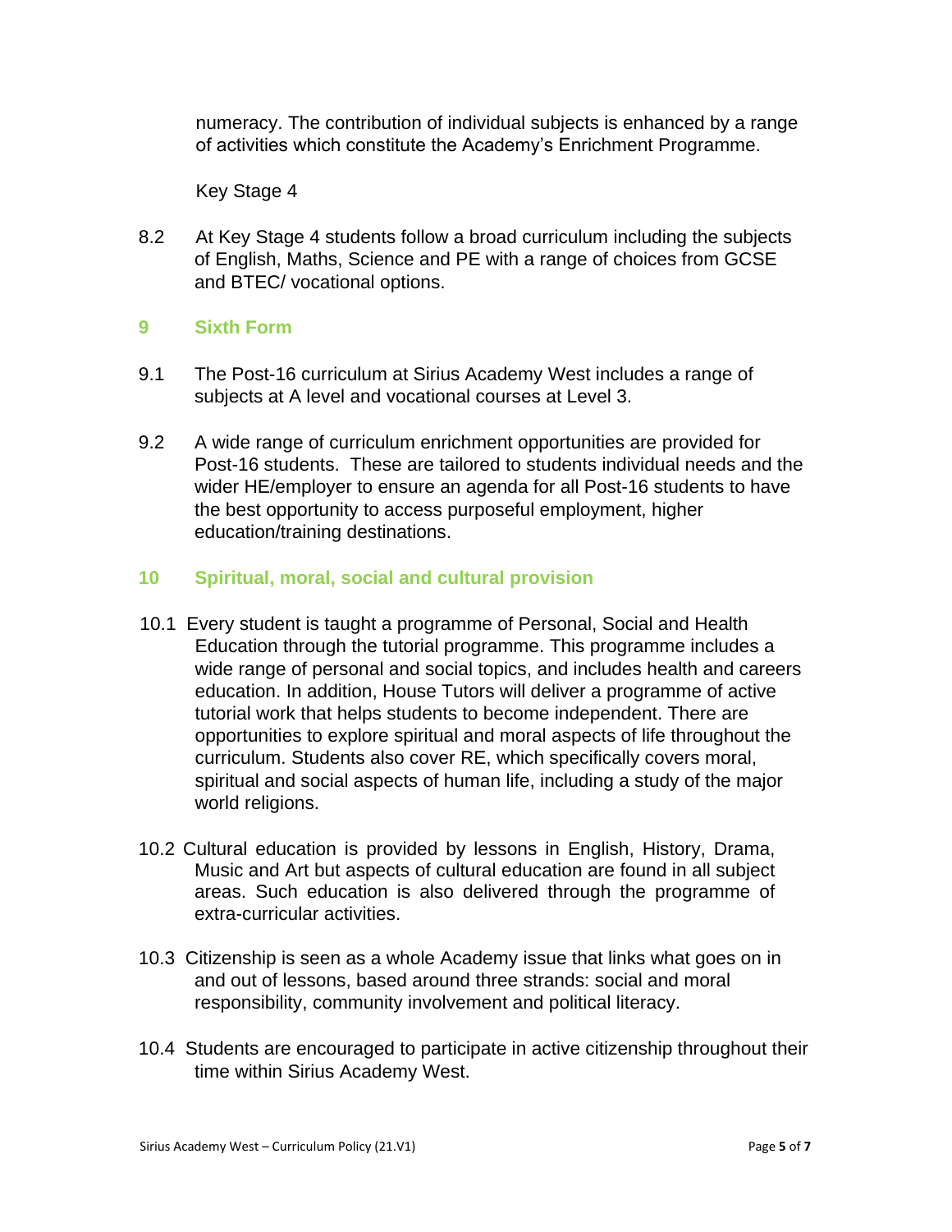numeracy. The contribution of individual subjects is enhanced by a range of activities which constitute the Academy's Enrichment Programme.

Key Stage 4

8.2 At Key Stage 4 students follow a broad curriculum including the subjects of English, Maths, Science and PE with a range of choices from GCSE and BTEC/ vocational options.

## 9 Sixth Form

9.1 The Post-16 curriculum at Sirius Academy West includes a range of subjects at A level and vocational courses at Level 3.

9.2 A wide range of curriculum enrichment opportunities are provided for Post-16 students. These are tailored to students individual needs and the wider HE/employer to ensure an agenda for all Post-16 students to have the best opportunity to access purposeful employment, higher education/training destinations.

## 10 Spiritual, moral, social and cultural provision

10.1 Every student is taught a programme of Personal, Social and Health Education through the tutorial programme. This programme includes a wide range of personal and social topics, and includes health and careers education. In addition, House Tutors will deliver a programme of active tutorial work that helps students to become independent. There are opportunities to explore spiritual and moral aspects of life throughout the curriculum. Students also cover RE, which specifically covers moral, spiritual and social aspects of human life, including a study of the major world religions.

10.2 Cultural education is provided by lessons in English, History, Drama, Music and Art but aspects of cultural education are found in all subject areas. Such education is also delivered through the programme of extra-curricular activities.

10.3 Citizenship is seen as a whole Academy issue that links what goes on in and out of lessons, based around three strands: social and moral responsibility, community involvement and political literacy.

10.4 Students are encouraged to participate in active citizenship throughout their time within Sirius Academy West.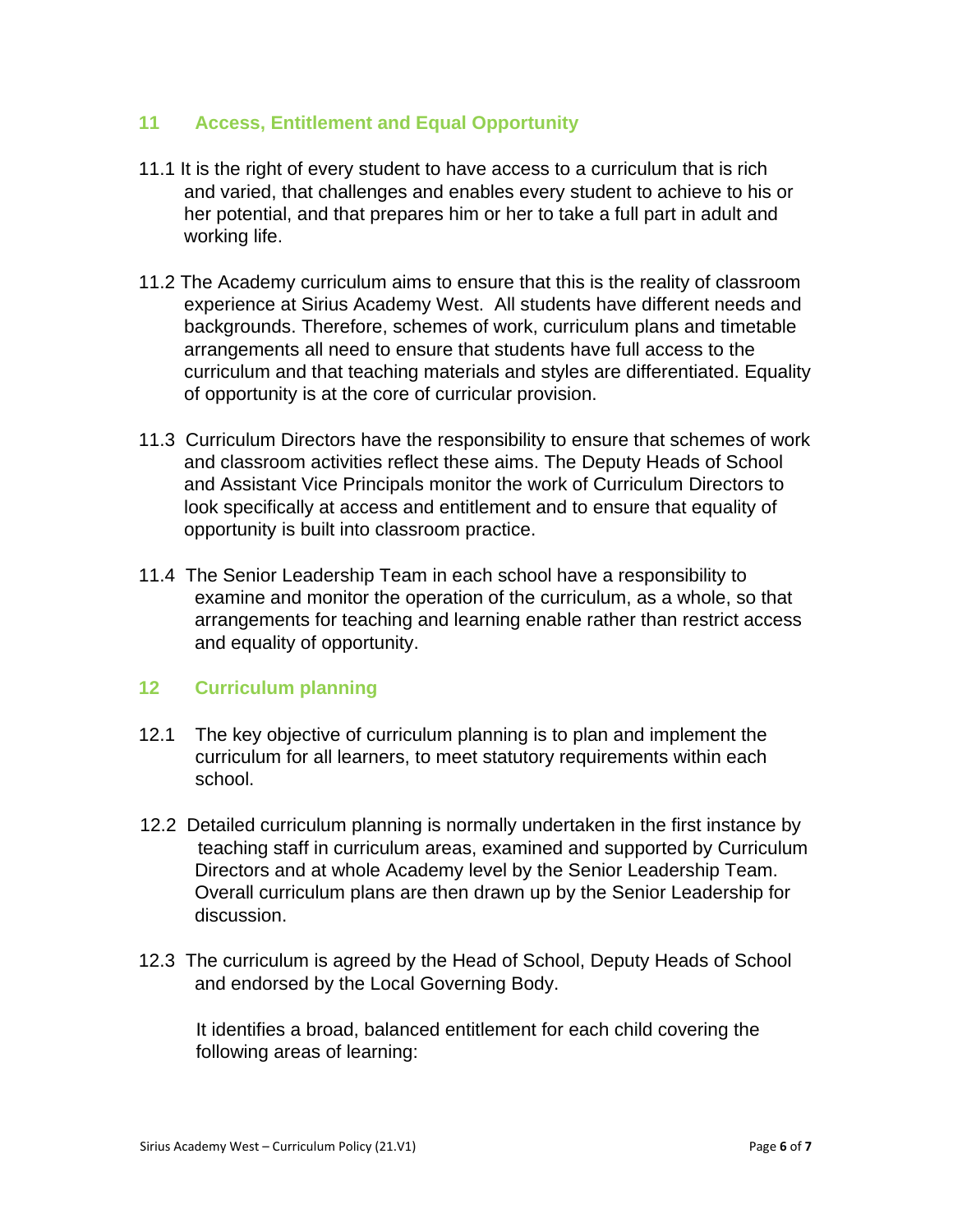## 11 Access, Entitlement and Equal Opportunity

11.1 It is the right of every student to have access to a curriculum that is rich and varied, that challenges and enables every student to achieve to his or her potential, and that prepares him or her to take a full part in adult and working life.

11.2 The Academy curriculum aims to ensure that this is the reality of classroom experience at Sirius Academy West. All students have different needs and backgrounds. Therefore, schemes of work, curriculum plans and timetable arrangements all need to ensure that students have full access to the curriculum and that teaching materials and styles are differentiated. Equality of opportunity is at the core of curricular provision.

11.3 Curriculum Directors have the responsibility to ensure that schemes of work and classroom activities reflect these aims. The Deputy Heads of School and Assistant Vice Principals monitor the work of Curriculum Directors to look specifically at access and entitlement and to ensure that equality of opportunity is built into classroom practice.

11.4 The Senior Leadership Team in each school have a responsibility to examine and monitor the operation of the curriculum, as a whole, so that arrangements for teaching and learning enable rather than restrict access and equality of opportunity.

## 12 Curriculum planning

12.1 The key objective of curriculum planning is to plan and implement the curriculum for all learners, to meet statutory requirements within each school.

12.2 Detailed curriculum planning is normally undertaken in the first instance by teaching staff in curriculum areas, examined and supported by Curriculum Directors and at whole Academy level by the Senior Leadership Team. Overall curriculum plans are then drawn up by the Senior Leadership for discussion.

12.3 The curriculum is agreed by the Head of School, Deputy Heads of School and endorsed by the Local Governing Body.

It identifies a broad, balanced entitlement for each child covering the following areas of learning: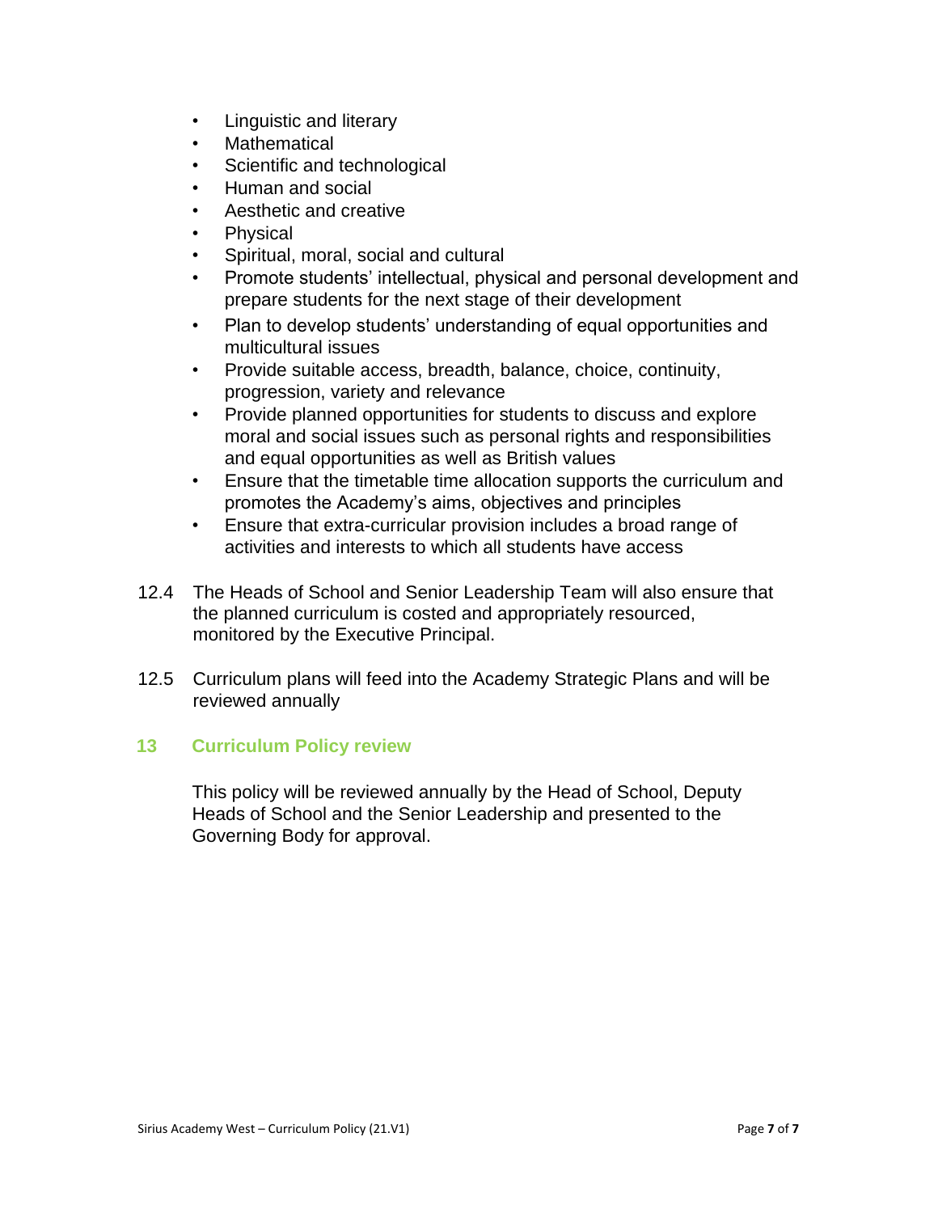- Linguistic and literary
- Mathematical
- Scientific and technological
- Human and social
- Aesthetic and creative
- Physical
- Spiritual, moral, social and cultural
- Promote students' intellectual, physical and personal development and prepare students for the next stage of their development
- Plan to develop students' understanding of equal opportunities and multicultural issues
- Provide suitable access, breadth, balance, choice, continuity, progression, variety and relevance
- Provide planned opportunities for students to discuss and explore moral and social issues such as personal rights and responsibilities and equal opportunities as well as British values
- Ensure that the timetable time allocation supports the curriculum and promotes the Academy's aims, objectives and principles
- Ensure that extra-curricular provision includes a broad range of activities and interests to which all students have access

12.4 The Heads of School and Senior Leadership Team will also ensure that the planned curriculum is costed and appropriately resourced, monitored by the Executive Principal.

12.5 Curriculum plans will feed into the Academy Strategic Plans and will be reviewed annually

## 13 Curriculum Policy review

This policy will be reviewed annually by the Head of School, Deputy Heads of School and the Senior Leadership and presented to the Governing Body for approval.